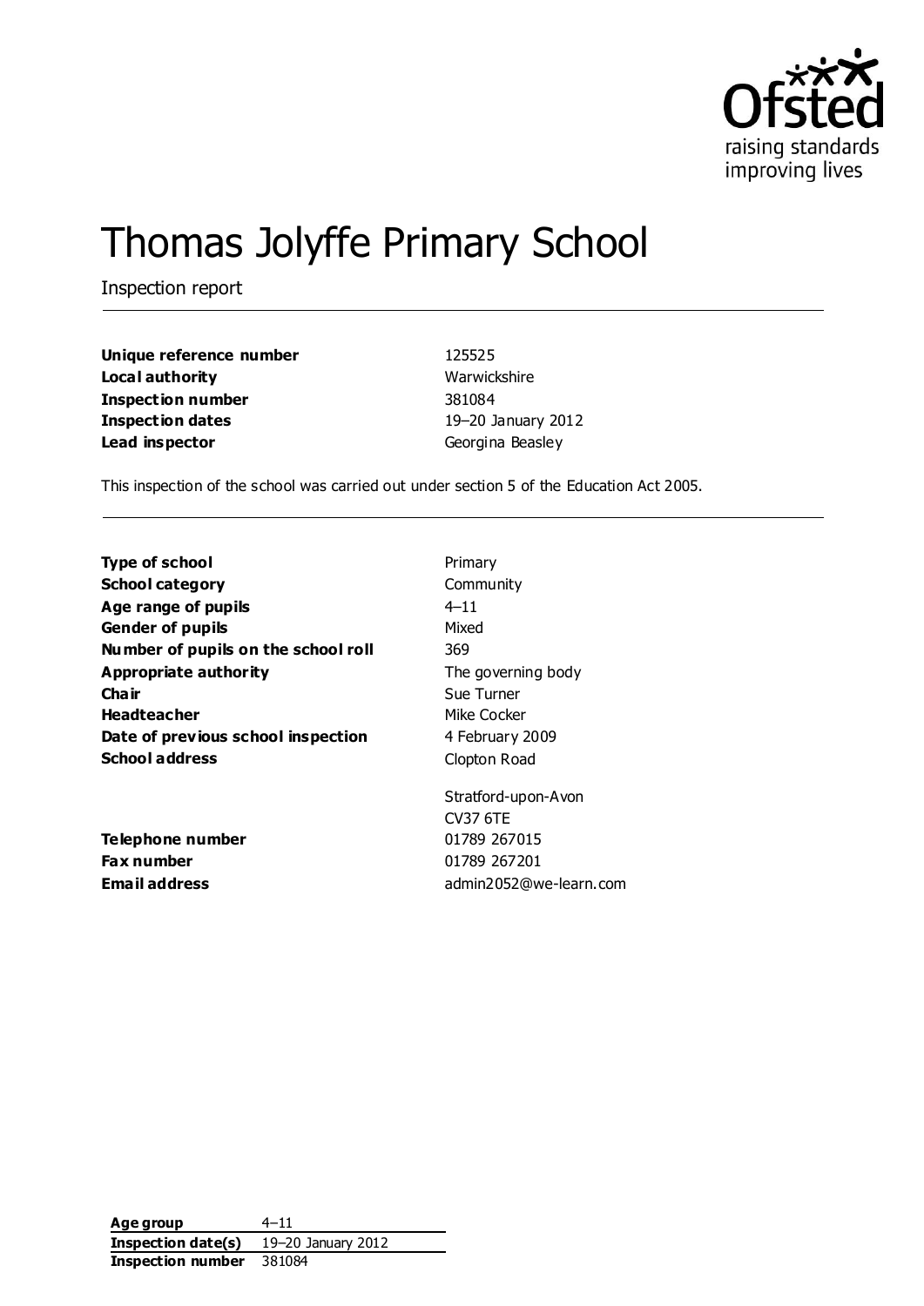# Thomas Jolyffe Primary School

Inspection report

| | |
|---|---|
| **Unique reference number** | 125525 |
| **Local authority** | Warwickshire |
| **Inspection number** | 381084 |
| **Inspection dates** | 19–20 January 2012 |
| **Lead inspector** | Georgina Beasley |

This inspection of the school was carried out under section 5 of the Education Act 2005.

| | |
|---|---|
| **Type of school** | Primary |
| **School category** | Community |
| **Age range of pupils** | 4–11 |
| **Gender of pupils** | Mixed |
| **Number of pupils on the school roll** | 369 |
| **Appropriate authority** | The governing body |
| **Chair** | Sue Turner |
| **Headteacher** | Mike Cocker |
| **Date of previous school inspection** | 4 February 2009 |
| **School address** | Clopton Road<br>Stratford-upon-Avon<br>CV37 6TE |
| **Telephone number** | 01789 267015 |
| **Fax number** | 01789 267201 |
| **Email address** | admin2052@we-learn.com |

| | |
|---|---|
| **Age group** | 4–11 |
| **Inspection date(s)** | 19–20 January 2012 |
| **Inspection number** | 381084 |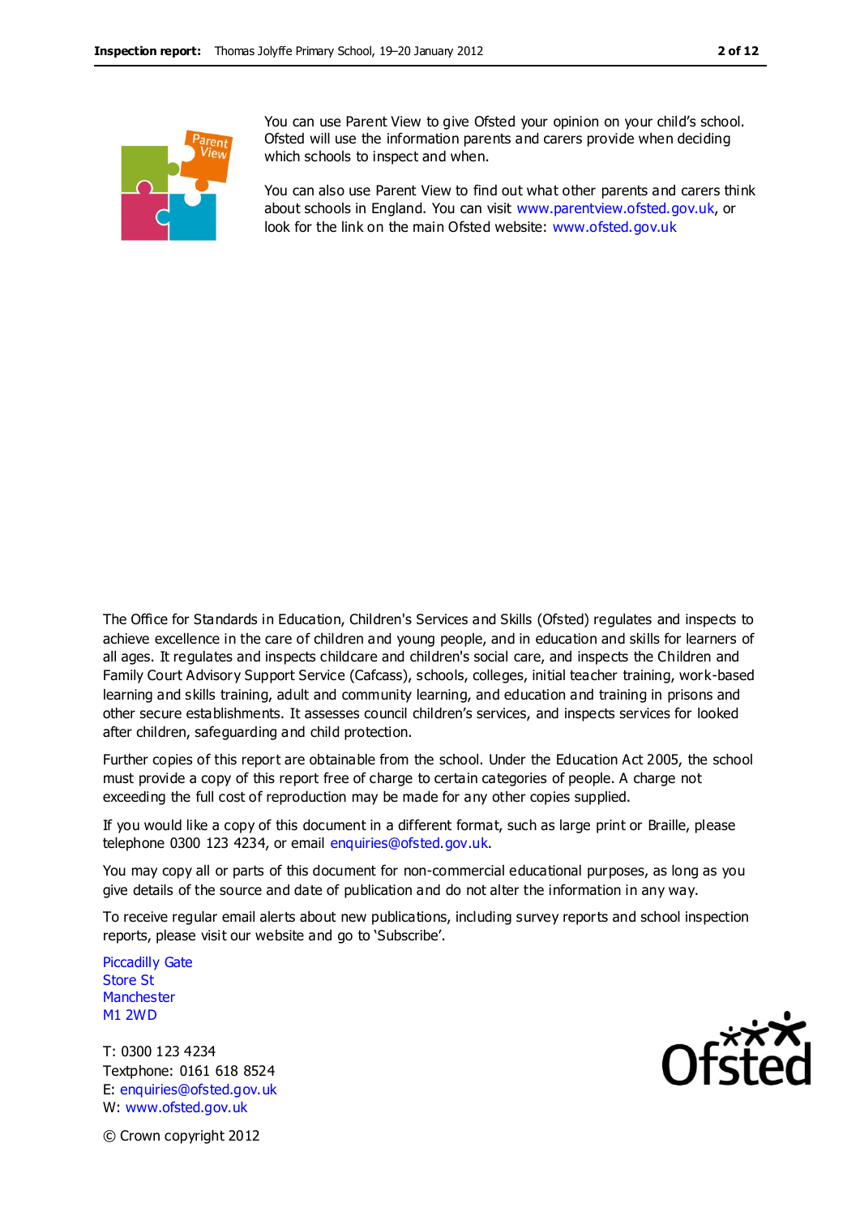You can use Parent View to give Ofsted your opinion on your child's school. Ofsted will use the information parents and carers provide when deciding which schools to inspect and when.

You can also use Parent View to find out what other parents and carers think about schools in England. You can visit www.parentview.ofsted.gov.uk, or look for the link on the main Ofsted website: www.ofsted.gov.uk

The Office for Standards in Education, Children's Services and Skills (Ofsted) regulates and inspects to achieve excellence in the care of children and young people, and in education and skills for learners of all ages. It regulates and inspects childcare and children's social care, and inspects the Children and Family Court Advisory Support Service (Cafcass), schools, colleges, initial teacher training, work-based learning and skills training, adult and community learning, and education and training in prisons and other secure establishments. It assesses council children's services, and inspects services for looked after children, safeguarding and child protection.

Further copies of this report are obtainable from the school. Under the Education Act 2005, the school must provide a copy of this report free of charge to certain categories of people. A charge not exceeding the full cost of reproduction may be made for any other copies supplied.

If you would like a copy of this document in a different format, such as large print or Braille, please telephone 0300 123 4234, or email enquiries@ofsted.gov.uk.

You may copy all or parts of this document for non-commercial educational purposes, as long as you give details of the source and date of publication and do not alter the information in any way.

To receive regular email alerts about new publications, including survey reports and school inspection reports, please visit our website and go to 'Subscribe'.

Piccadilly Gate
Store St
Manchester
M1 2WD

T: 0300 123 4234
Textphone: 0161 618 8524
E: enquiries@ofsted.gov.uk
W: www.ofsted.gov.uk

© Crown copyright 2012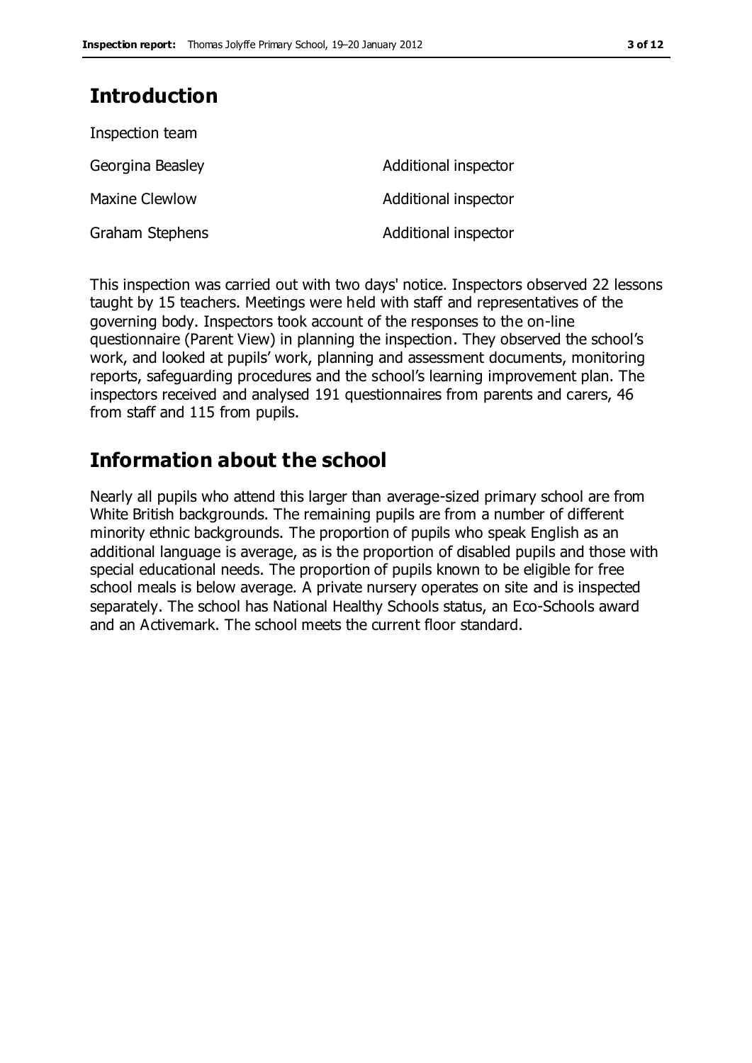## Introduction

Inspection team

| | |
|---|---|
| Georgina Beasley | Additional inspector |
| Maxine Clewlow | Additional inspector |
| Graham Stephens | Additional inspector |

This inspection was carried out with two days' notice. Inspectors observed 22 lessons taught by 15 teachers. Meetings were held with staff and representatives of the governing body. Inspectors took account of the responses to the on-line questionnaire (Parent View) in planning the inspection. They observed the school's work, and looked at pupils' work, planning and assessment documents, monitoring reports, safeguarding procedures and the school's learning improvement plan. The inspectors received and analysed 191 questionnaires from parents and carers, 46 from staff and 115 from pupils.

## Information about the school

Nearly all pupils who attend this larger than average-sized primary school are from White British backgrounds. The remaining pupils are from a number of different minority ethnic backgrounds. The proportion of pupils who speak English as an additional language is average, as is the proportion of disabled pupils and those with special educational needs. The proportion of pupils known to be eligible for free school meals is below average. A private nursery operates on site and is inspected separately. The school has National Healthy Schools status, an Eco-Schools award and an Activemark. The school meets the current floor standard.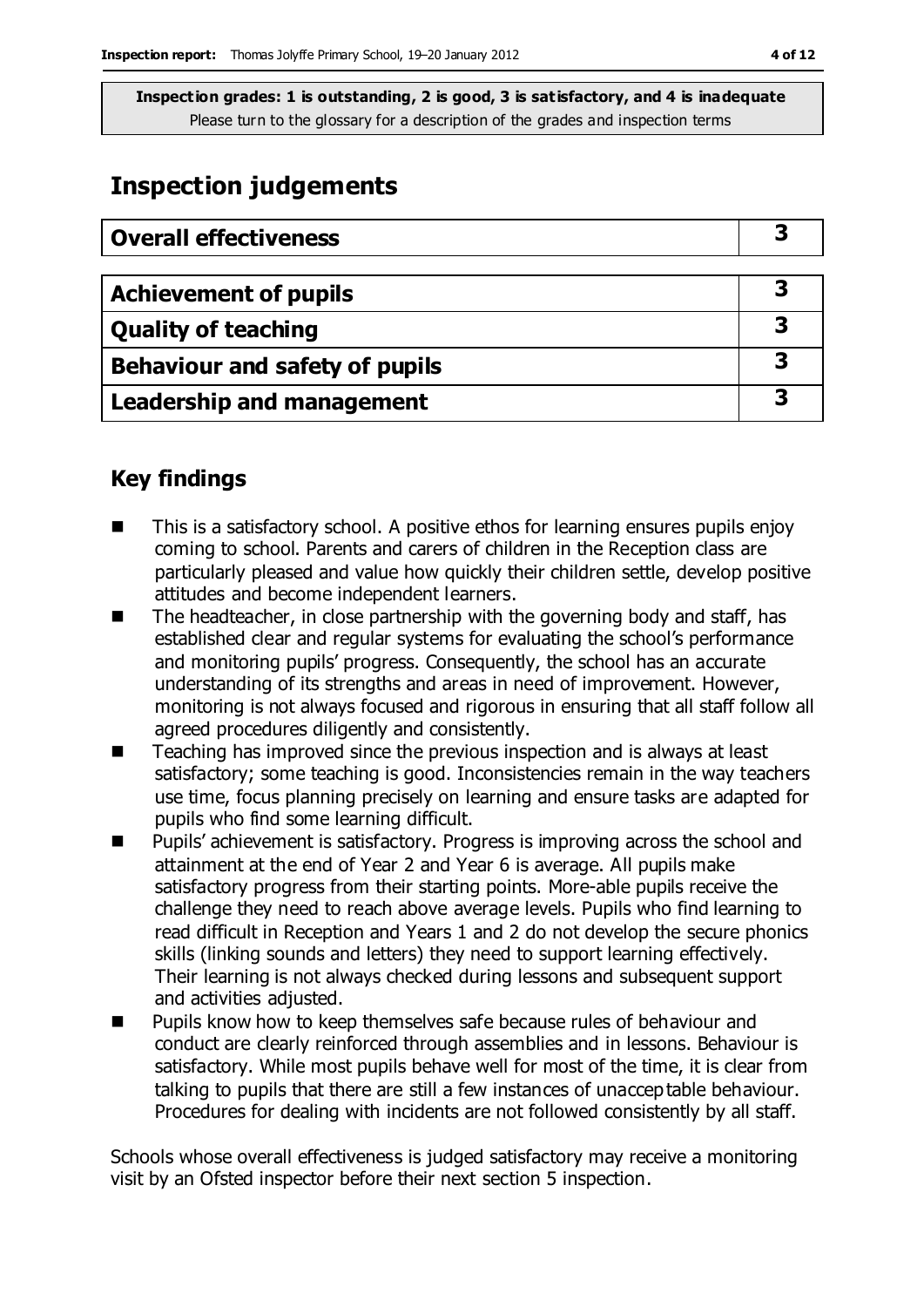**Inspection grades: 1 is outstanding, 2 is good, 3 is satisfactory, and 4 is inadequate**
Please turn to the glossary for a description of the grades and inspection terms

# Inspection judgements

| Overall effectiveness | 3 |
|---|---|

| Achievement of pupils | 3 |
|---|---|
| Quality of teaching | 3 |
| Behaviour and safety of pupils | 3 |
| Leadership and management | 3 |

## Key findings

- This is a satisfactory school. A positive ethos for learning ensures pupils enjoy coming to school. Parents and carers of children in the Reception class are particularly pleased and value how quickly their children settle, develop positive attitudes and become independent learners.
- The headteacher, in close partnership with the governing body and staff, has established clear and regular systems for evaluating the school's performance and monitoring pupils' progress. Consequently, the school has an accurate understanding of its strengths and areas in need of improvement. However, monitoring is not always focused and rigorous in ensuring that all staff follow all agreed procedures diligently and consistently.
- Teaching has improved since the previous inspection and is always at least satisfactory; some teaching is good. Inconsistencies remain in the way teachers use time, focus planning precisely on learning and ensure tasks are adapted for pupils who find some learning difficult.
- Pupils' achievement is satisfactory. Progress is improving across the school and attainment at the end of Year 2 and Year 6 is average. All pupils make satisfactory progress from their starting points. More-able pupils receive the challenge they need to reach above average levels. Pupils who find learning to read difficult in Reception and Years 1 and 2 do not develop the secure phonics skills (linking sounds and letters) they need to support learning effectively. Their learning is not always checked during lessons and subsequent support and activities adjusted.
- Pupils know how to keep themselves safe because rules of behaviour and conduct are clearly reinforced through assemblies and in lessons. Behaviour is satisfactory. While most pupils behave well for most of the time, it is clear from talking to pupils that there are still a few instances of unacceptable behaviour. Procedures for dealing with incidents are not followed consistently by all staff.

Schools whose overall effectiveness is judged satisfactory may receive a monitoring visit by an Ofsted inspector before their next section 5 inspection.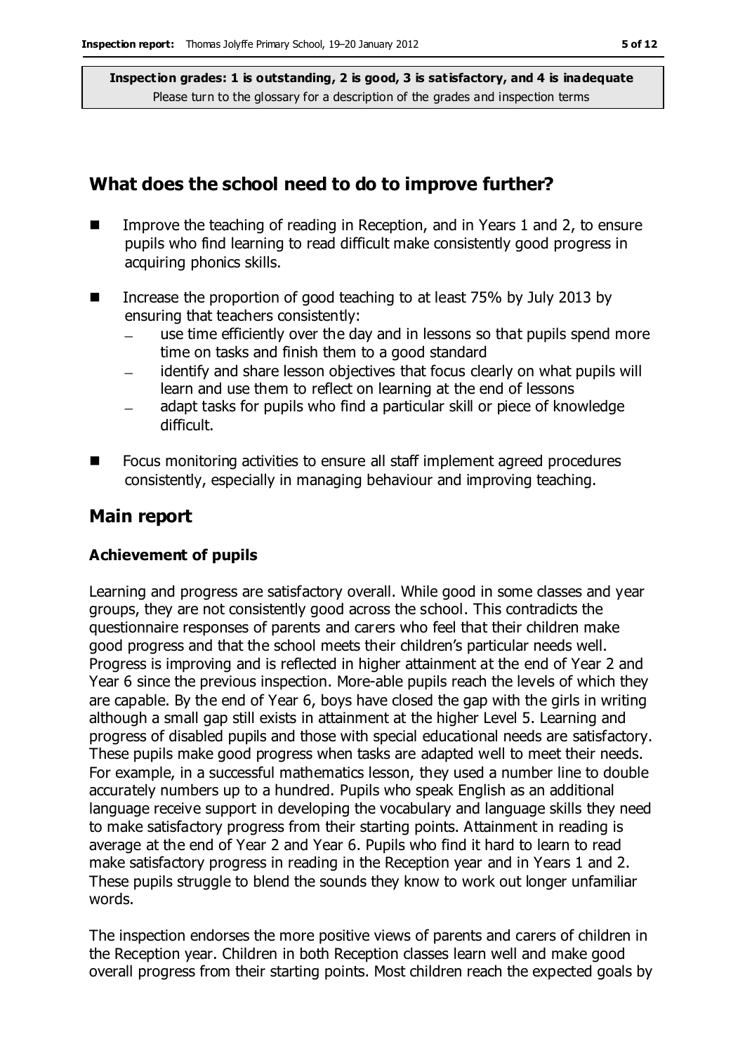**Inspection grades: 1 is outstanding, 2 is good, 3 is satisfactory, and 4 is inadequate**
Please turn to the glossary for a description of the grades and inspection terms

## What does the school need to do to improve further?

- Improve the teaching of reading in Reception, and in Years 1 and 2, to ensure pupils who find learning to read difficult make consistently good progress in acquiring phonics skills.
- Increase the proportion of good teaching to at least 75% by July 2013 by ensuring that teachers consistently:
  - use time efficiently over the day and in lessons so that pupils spend more time on tasks and finish them to a good standard
  - identify and share lesson objectives that focus clearly on what pupils will learn and use them to reflect on learning at the end of lessons
  - adapt tasks for pupils who find a particular skill or piece of knowledge difficult.
- Focus monitoring activities to ensure all staff implement agreed procedures consistently, especially in managing behaviour and improving teaching.

## Main report

### Achievement of pupils

Learning and progress are satisfactory overall. While good in some classes and year groups, they are not consistently good across the school. This contradicts the questionnaire responses of parents and carers who feel that their children make good progress and that the school meets their children's particular needs well. Progress is improving and is reflected in higher attainment at the end of Year 2 and Year 6 since the previous inspection. More-able pupils reach the levels of which they are capable. By the end of Year 6, boys have closed the gap with the girls in writing although a small gap still exists in attainment at the higher Level 5. Learning and progress of disabled pupils and those with special educational needs are satisfactory. These pupils make good progress when tasks are adapted well to meet their needs. For example, in a successful mathematics lesson, they used a number line to double accurately numbers up to a hundred. Pupils who speak English as an additional language receive support in developing the vocabulary and language skills they need to make satisfactory progress from their starting points. Attainment in reading is average at the end of Year 2 and Year 6. Pupils who find it hard to learn to read make satisfactory progress in reading in the Reception year and in Years 1 and 2. These pupils struggle to blend the sounds they know to work out longer unfamiliar words.

The inspection endorses the more positive views of parents and carers of children in the Reception year. Children in both Reception classes learn well and make good overall progress from their starting points. Most children reach the expected goals by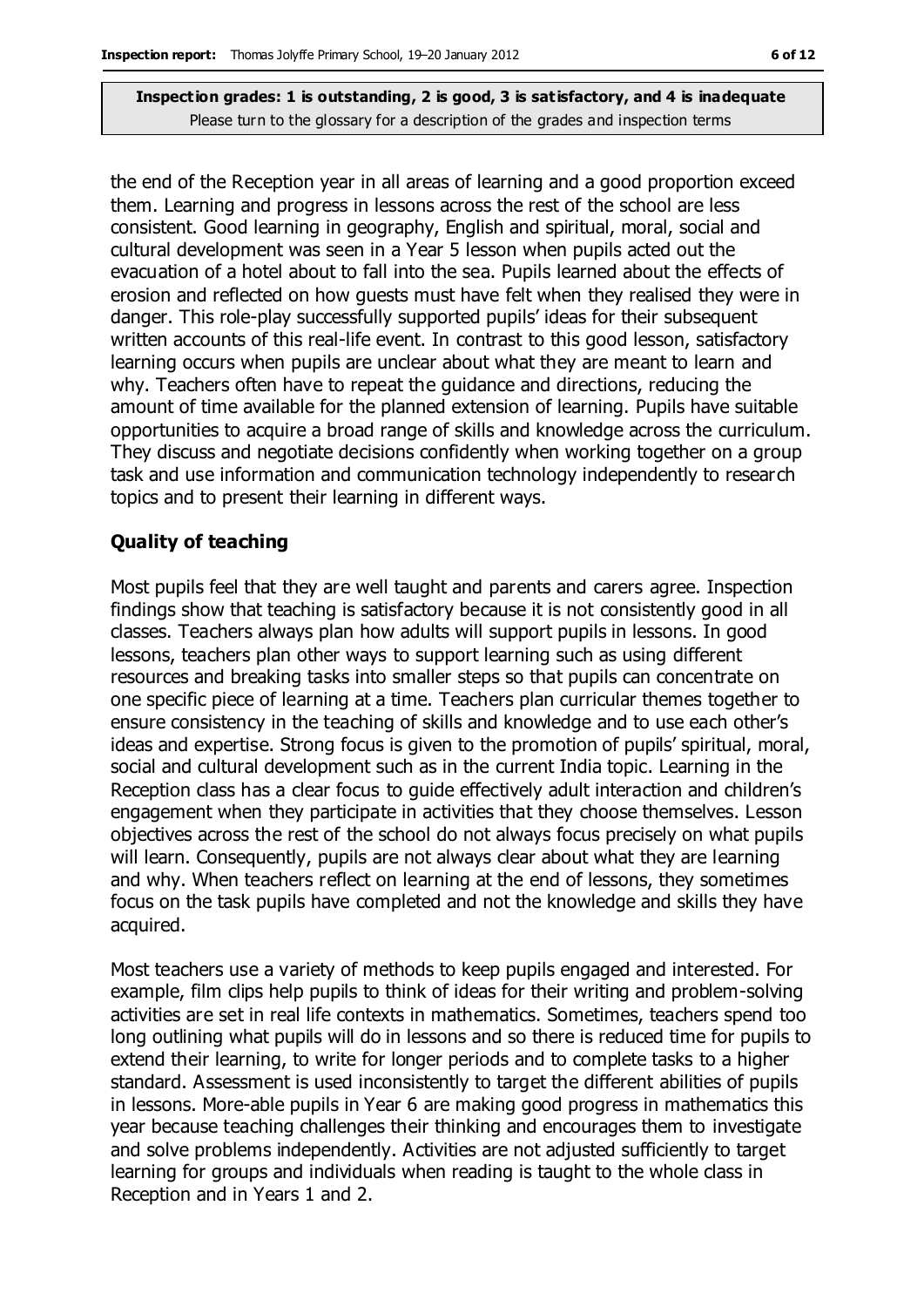the end of the Reception year in all areas of learning and a good proportion exceed them. Learning and progress in lessons across the rest of the school are less consistent. Good learning in geography, English and spiritual, moral, social and cultural development was seen in a Year 5 lesson when pupils acted out the evacuation of a hotel about to fall into the sea. Pupils learned about the effects of erosion and reflected on how guests must have felt when they realised they were in danger. This role-play successfully supported pupils' ideas for their subsequent written accounts of this real-life event. In contrast to this good lesson, satisfactory learning occurs when pupils are unclear about what they are meant to learn and why. Teachers often have to repeat the guidance and directions, reducing the amount of time available for the planned extension of learning. Pupils have suitable opportunities to acquire a broad range of skills and knowledge across the curriculum. They discuss and negotiate decisions confidently when working together on a group task and use information and communication technology independently to research topics and to present their learning in different ways.

### Quality of teaching

Most pupils feel that they are well taught and parents and carers agree. Inspection findings show that teaching is satisfactory because it is not consistently good in all classes. Teachers always plan how adults will support pupils in lessons. In good lessons, teachers plan other ways to support learning such as using different resources and breaking tasks into smaller steps so that pupils can concentrate on one specific piece of learning at a time. Teachers plan curricular themes together to ensure consistency in the teaching of skills and knowledge and to use each other's ideas and expertise. Strong focus is given to the promotion of pupils' spiritual, moral, social and cultural development such as in the current India topic. Learning in the Reception class has a clear focus to guide effectively adult interaction and children's engagement when they participate in activities that they choose themselves. Lesson objectives across the rest of the school do not always focus precisely on what pupils will learn. Consequently, pupils are not always clear about what they are learning and why. When teachers reflect on learning at the end of lessons, they sometimes focus on the task pupils have completed and not the knowledge and skills they have acquired.

Most teachers use a variety of methods to keep pupils engaged and interested. For example, film clips help pupils to think of ideas for their writing and problem-solving activities are set in real life contexts in mathematics. Sometimes, teachers spend too long outlining what pupils will do in lessons and so there is reduced time for pupils to extend their learning, to write for longer periods and to complete tasks to a higher standard. Assessment is used inconsistently to target the different abilities of pupils in lessons. More-able pupils in Year 6 are making good progress in mathematics this year because teaching challenges their thinking and encourages them to investigate and solve problems independently. Activities are not adjusted sufficiently to target learning for groups and individuals when reading is taught to the whole class in Reception and in Years 1 and 2.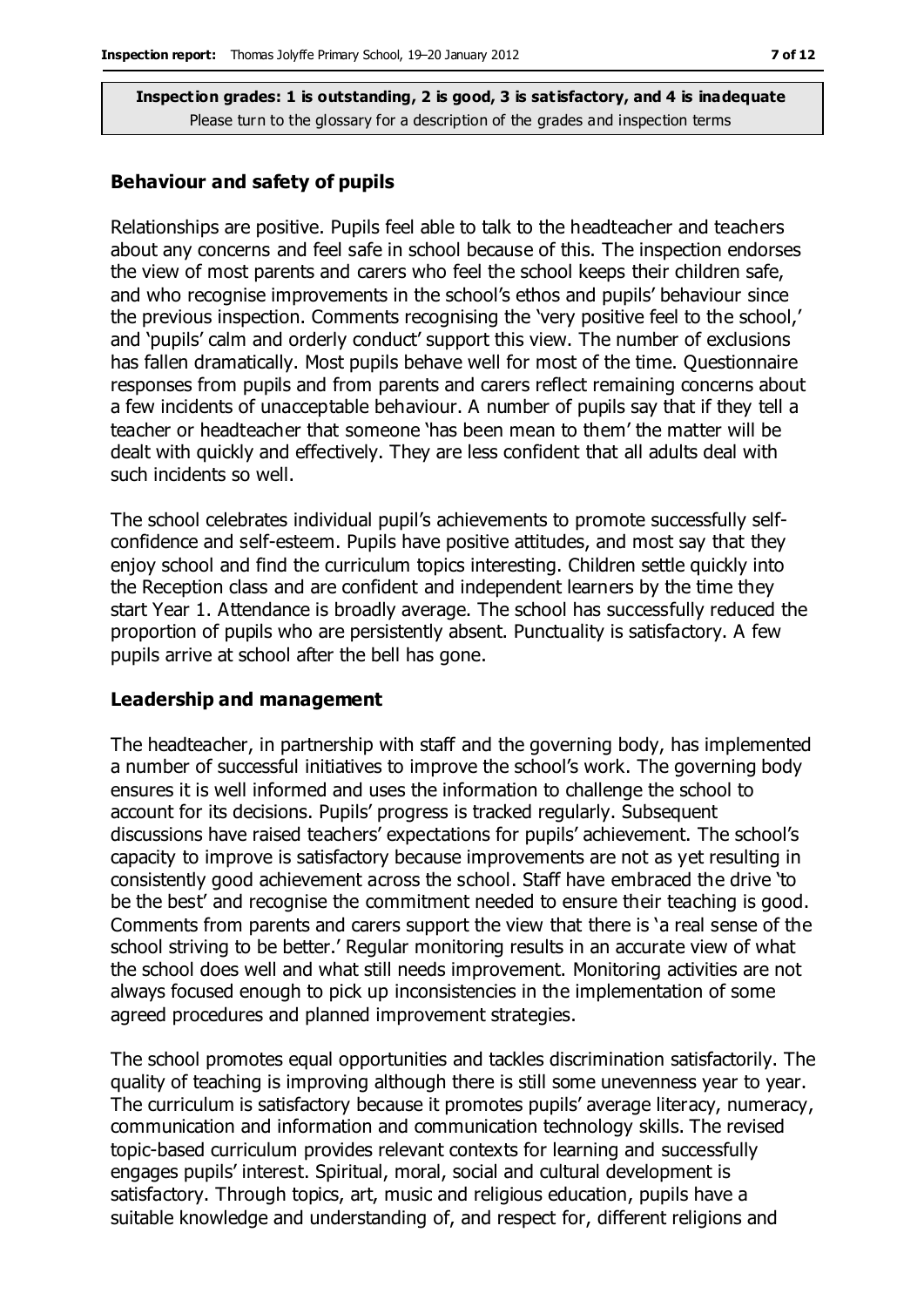**Inspection grades: 1 is outstanding, 2 is good, 3 is satisfactory, and 4 is inadequate**
Please turn to the glossary for a description of the grades and inspection terms

### Behaviour and safety of pupils

Relationships are positive. Pupils feel able to talk to the headteacher and teachers about any concerns and feel safe in school because of this. The inspection endorses the view of most parents and carers who feel the school keeps their children safe, and who recognise improvements in the school's ethos and pupils' behaviour since the previous inspection. Comments recognising the 'very positive feel to the school,' and 'pupils' calm and orderly conduct' support this view. The number of exclusions has fallen dramatically. Most pupils behave well for most of the time. Questionnaire responses from pupils and from parents and carers reflect remaining concerns about a few incidents of unacceptable behaviour. A number of pupils say that if they tell a teacher or headteacher that someone 'has been mean to them' the matter will be dealt with quickly and effectively. They are less confident that all adults deal with such incidents so well.

The school celebrates individual pupil's achievements to promote successfully self-confidence and self-esteem. Pupils have positive attitudes, and most say that they enjoy school and find the curriculum topics interesting. Children settle quickly into the Reception class and are confident and independent learners by the time they start Year 1. Attendance is broadly average. The school has successfully reduced the proportion of pupils who are persistently absent. Punctuality is satisfactory. A few pupils arrive at school after the bell has gone.

### Leadership and management

The headteacher, in partnership with staff and the governing body, has implemented a number of successful initiatives to improve the school's work. The governing body ensures it is well informed and uses the information to challenge the school to account for its decisions. Pupils' progress is tracked regularly. Subsequent discussions have raised teachers' expectations for pupils' achievement. The school's capacity to improve is satisfactory because improvements are not as yet resulting in consistently good achievement across the school. Staff have embraced the drive 'to be the best' and recognise the commitment needed to ensure their teaching is good. Comments from parents and carers support the view that there is 'a real sense of the school striving to be better.' Regular monitoring results in an accurate view of what the school does well and what still needs improvement. Monitoring activities are not always focused enough to pick up inconsistencies in the implementation of some agreed procedures and planned improvement strategies.

The school promotes equal opportunities and tackles discrimination satisfactorily. The quality of teaching is improving although there is still some unevenness year to year. The curriculum is satisfactory because it promotes pupils' average literacy, numeracy, communication and information and communication technology skills. The revised topic-based curriculum provides relevant contexts for learning and successfully engages pupils' interest. Spiritual, moral, social and cultural development is satisfactory. Through topics, art, music and religious education, pupils have a suitable knowledge and understanding of, and respect for, different religions and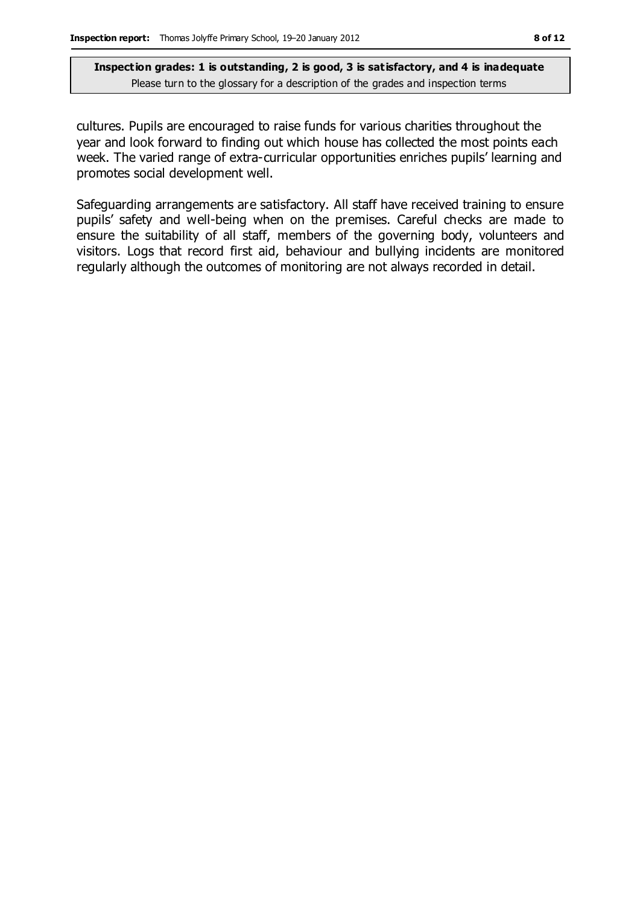cultures. Pupils are encouraged to raise funds for various charities throughout the year and look forward to finding out which house has collected the most points each week. The varied range of extra-curricular opportunities enriches pupils' learning and promotes social development well.

Safeguarding arrangements are satisfactory. All staff have received training to ensure pupils' safety and well-being when on the premises. Careful checks are made to ensure the suitability of all staff, members of the governing body, volunteers and visitors. Logs that record first aid, behaviour and bullying incidents are monitored regularly although the outcomes of monitoring are not always recorded in detail.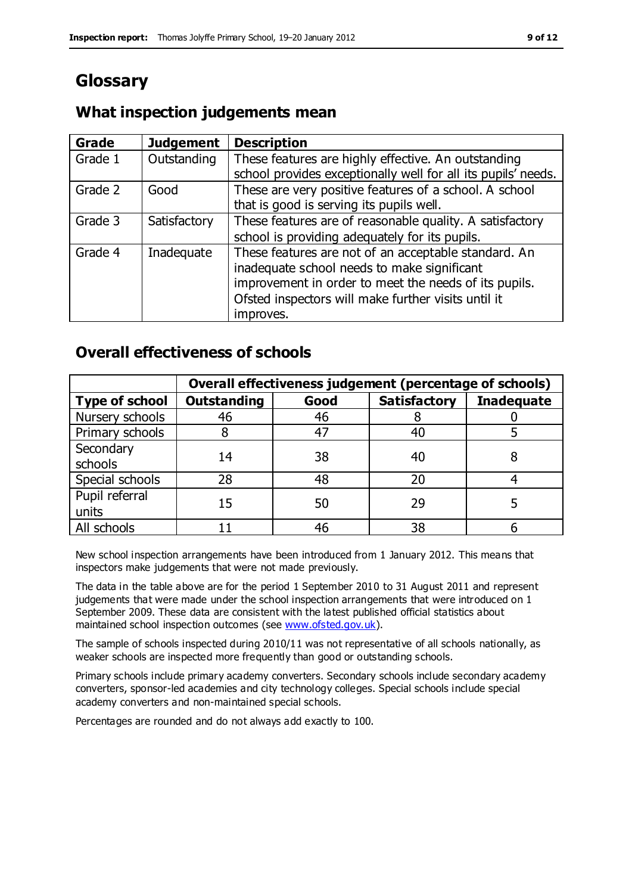# Glossary

## What inspection judgements mean

| Grade | Judgement | Description |
|---|---|---|
| Grade 1 | Outstanding | These features are highly effective. An outstanding school provides exceptionally well for all its pupils' needs. |
| Grade 2 | Good | These are very positive features of a school. A school that is good is serving its pupils well. |
| Grade 3 | Satisfactory | These features are of reasonable quality. A satisfactory school is providing adequately for its pupils. |
| Grade 4 | Inadequate | These features are not of an acceptable standard. An inadequate school needs to make significant improvement in order to meet the needs of its pupils. Ofsted inspectors will make further visits until it improves. |

## Overall effectiveness of schools

| | Overall effectiveness judgement (percentage of schools) | | | |
|---|---|---|---|---|
| **Type of school** | **Outstanding** | **Good** | **Satisfactory** | **Inadequate** |
| Nursery schools | 46 | 46 | 8 | 0 |
| Primary schools | 8 | 47 | 40 | 5 |
| Secondary schools | 14 | 38 | 40 | 8 |
| Special schools | 28 | 48 | 20 | 4 |
| Pupil referral units | 15 | 50 | 29 | 5 |
| All schools | 11 | 46 | 38 | 6 |

New school inspection arrangements have been introduced from 1 January 2012. This means that inspectors make judgements that were not made previously.

The data in the table above are for the period 1 September 2010 to 31 August 2011 and represent judgements that were made under the school inspection arrangements that were introduced on 1 September 2009. These data are consistent with the latest published official statistics about maintained school inspection outcomes (see www.ofsted.gov.uk).

The sample of schools inspected during 2010/11 was not representative of all schools nationally, as weaker schools are inspected more frequently than good or outstanding schools.

Primary schools include primary academy converters. Secondary schools include secondary academy converters, sponsor-led academies and city technology colleges. Special schools include special academy converters and non-maintained special schools.

Percentages are rounded and do not always add exactly to 100.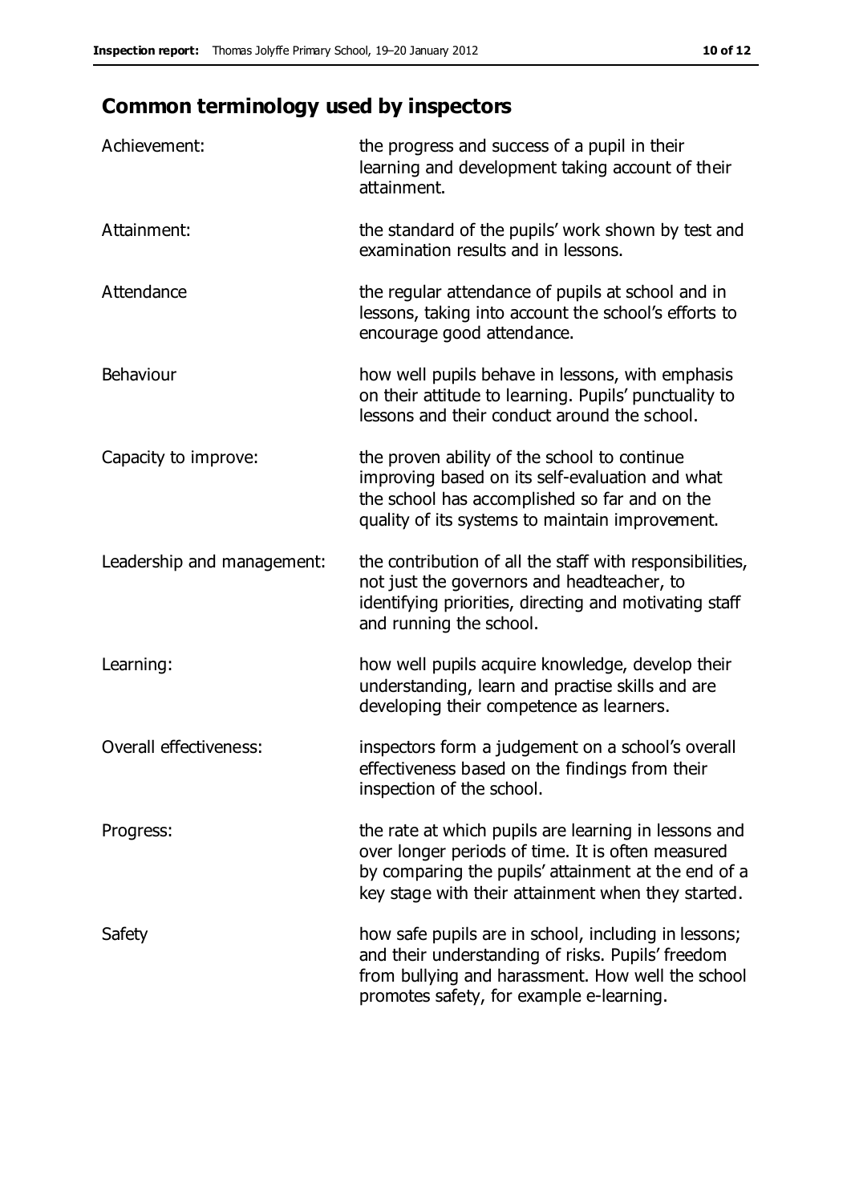## Common terminology used by inspectors

| | |
|---|---|
| Achievement: | the progress and success of a pupil in their learning and development taking account of their attainment. |
| Attainment: | the standard of the pupils' work shown by test and examination results and in lessons. |
| Attendance | the regular attendance of pupils at school and in lessons, taking into account the school's efforts to encourage good attendance. |
| Behaviour | how well pupils behave in lessons, with emphasis on their attitude to learning. Pupils' punctuality to lessons and their conduct around the school. |
| Capacity to improve: | the proven ability of the school to continue improving based on its self-evaluation and what the school has accomplished so far and on the quality of its systems to maintain improvement. |
| Leadership and management: | the contribution of all the staff with responsibilities, not just the governors and headteacher, to identifying priorities, directing and motivating staff and running the school. |
| Learning: | how well pupils acquire knowledge, develop their understanding, learn and practise skills and are developing their competence as learners. |
| Overall effectiveness: | inspectors form a judgement on a school's overall effectiveness based on the findings from their inspection of the school. |
| Progress: | the rate at which pupils are learning in lessons and over longer periods of time. It is often measured by comparing the pupils' attainment at the end of a key stage with their attainment when they started. |
| Safety | how safe pupils are in school, including in lessons; and their understanding of risks. Pupils' freedom from bullying and harassment. How well the school promotes safety, for example e-learning. |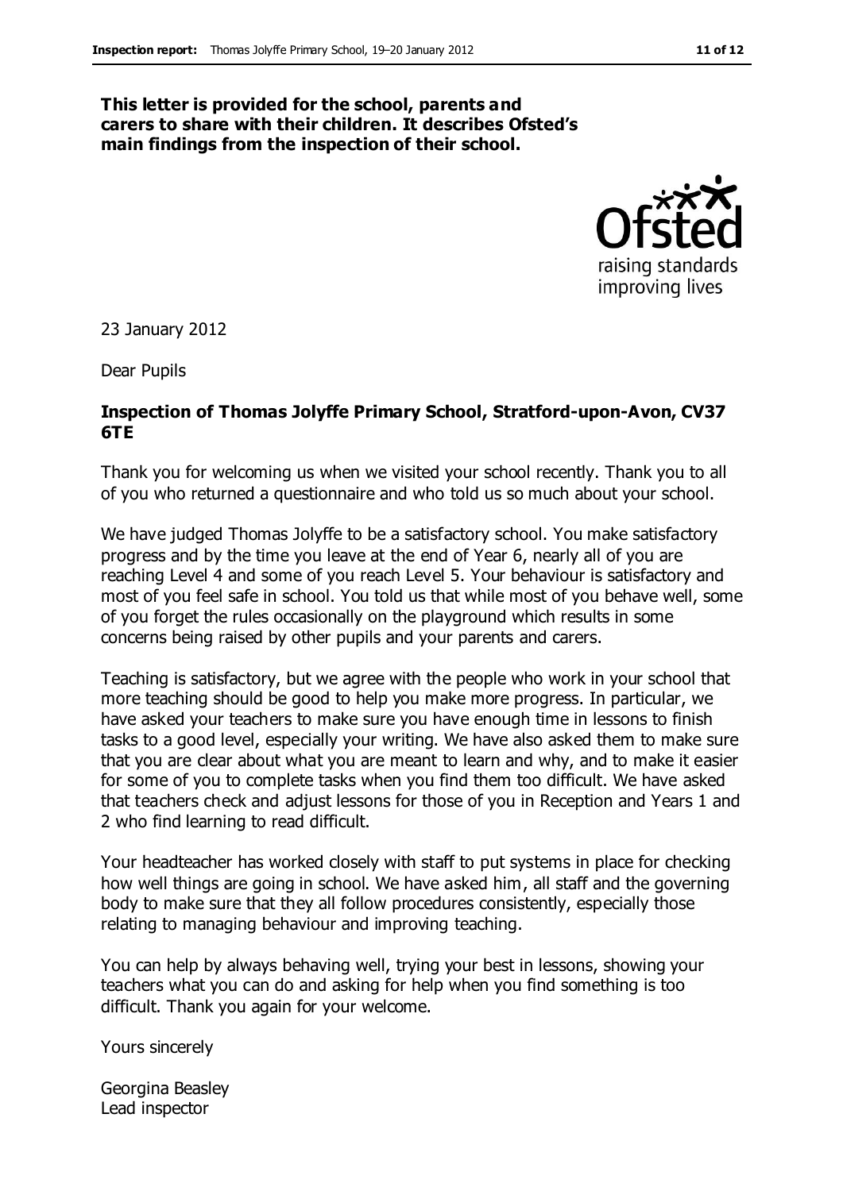**This letter is provided for the school, parents and carers to share with their children. It describes Ofsted's main findings from the inspection of their school.**

23 January 2012

Dear Pupils

**Inspection of Thomas Jolyffe Primary School, Stratford-upon-Avon, CV37 6TE**

Thank you for welcoming us when we visited your school recently. Thank you to all of you who returned a questionnaire and who told us so much about your school.

We have judged Thomas Jolyffe to be a satisfactory school. You make satisfactory progress and by the time you leave at the end of Year 6, nearly all of you are reaching Level 4 and some of you reach Level 5. Your behaviour is satisfactory and most of you feel safe in school. You told us that while most of you behave well, some of you forget the rules occasionally on the playground which results in some concerns being raised by other pupils and your parents and carers.

Teaching is satisfactory, but we agree with the people who work in your school that more teaching should be good to help you make more progress. In particular, we have asked your teachers to make sure you have enough time in lessons to finish tasks to a good level, especially your writing. We have also asked them to make sure that you are clear about what you are meant to learn and why, and to make it easier for some of you to complete tasks when you find them too difficult. We have asked that teachers check and adjust lessons for those of you in Reception and Years 1 and 2 who find learning to read difficult.

Your headteacher has worked closely with staff to put systems in place for checking how well things are going in school. We have asked him, all staff and the governing body to make sure that they all follow procedures consistently, especially those relating to managing behaviour and improving teaching.

You can help by always behaving well, trying your best in lessons, showing your teachers what you can do and asking for help when you find something is too difficult. Thank you again for your welcome.

Yours sincerely

Georgina Beasley
Lead inspector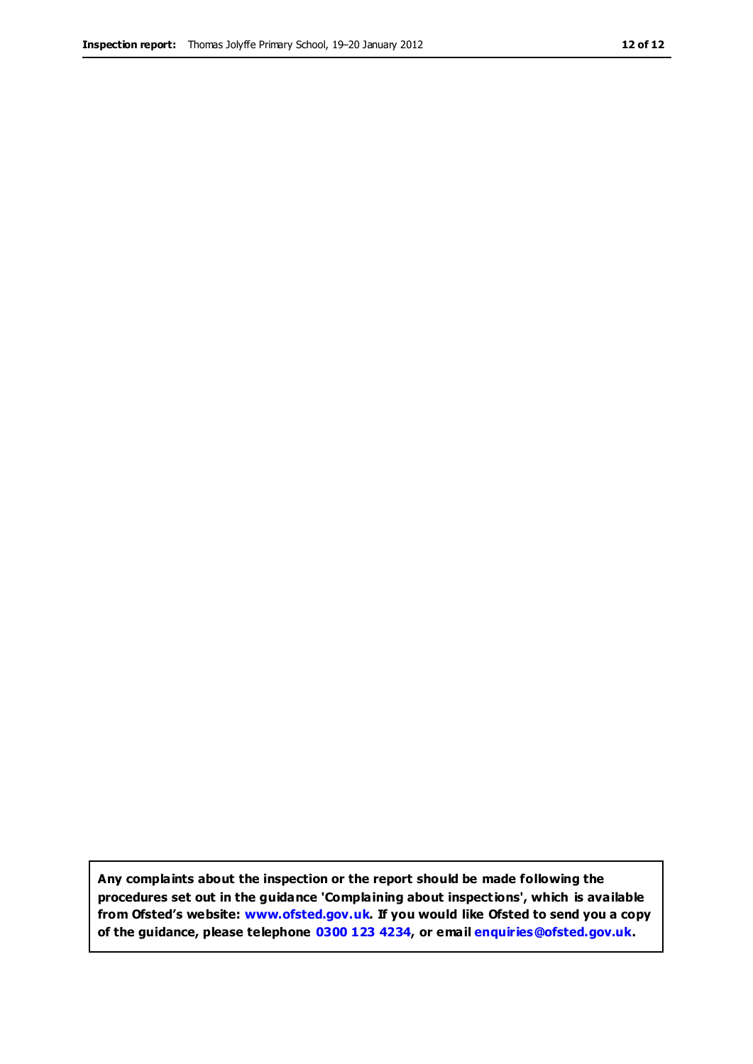**Any complaints about the inspection or the report should be made following the procedures set out in the guidance 'Complaining about inspections', which is available from Ofsted's website: www.ofsted.gov.uk. If you would like Ofsted to send you a copy of the guidance, please telephone 0300 123 4234, or email enquiries@ofsted.gov.uk.**